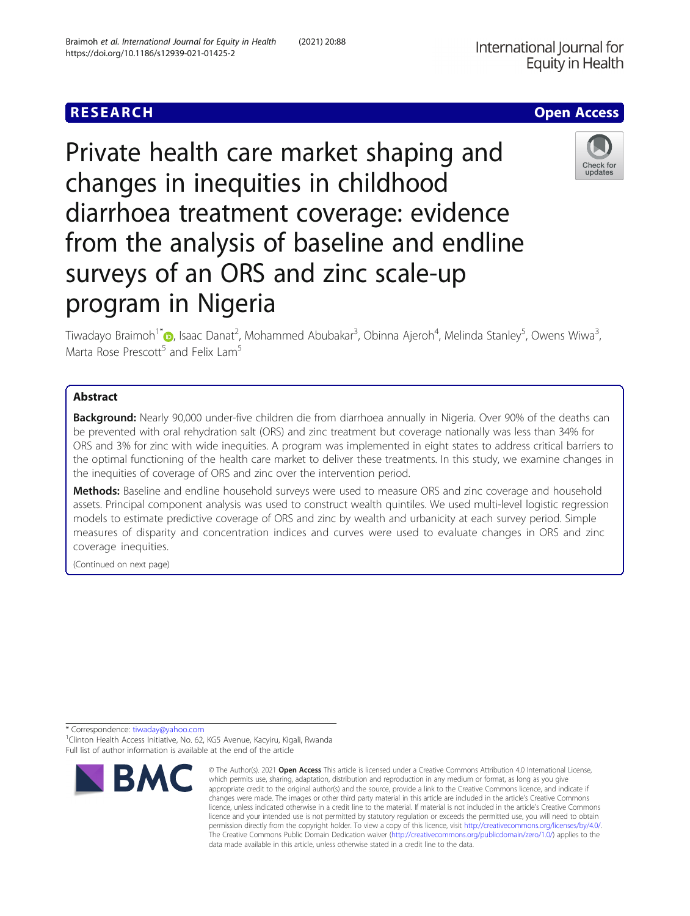RESEARCH

Open Access

# Private health care market shaping and changes in inequities in childhood diarrhoea treatment coverage: evidence from the analysis of baseline and endline surveys of an ORS and zinc scale-up program in Nigeria

Tiwadayo Braimoh[1*], Isaac Danat[2], Mohammed Abubakar[3], Obinna Ajeroh[4], Melinda Stanley[5], Owens Wiwa[3], Marta Rose Prescott[5] and Felix Lam[5]

## Abstract

**Background:** Nearly 90,000 under-five children die from diarrhoea annually in Nigeria. Over 90% of the deaths can be prevented with oral rehydration salt (ORS) and zinc treatment but coverage nationally was less than 34% for ORS and 3% for zinc with wide inequities. A program was implemented in eight states to address critical barriers to the optimal functioning of the health care market to deliver these treatments. In this study, we examine changes in the inequities of coverage of ORS and zinc over the intervention period.

**Methods:** Baseline and endline household surveys were used to measure ORS and zinc coverage and household assets. Principal component analysis was used to construct wealth quintiles. We used multi-level logistic regression models to estimate predictive coverage of ORS and zinc by wealth and urbanicity at each survey period. Simple measures of disparity and concentration indices and curves were used to evaluate changes in ORS and zinc coverage inequities.

(Continued on next page)

\* Correspondence: tiwaday@yahoo.com
[1]Clinton Health Access Initiative, No. 62, KG5 Avenue, Kacyiru, Kigali, Rwanda
Full list of author information is available at the end of the article

© The Author(s). 2021 **Open Access** This article is licensed under a Creative Commons Attribution 4.0 International License, which permits use, sharing, adaptation, distribution and reproduction in any medium or format, as long as you give appropriate credit to the original author(s) and the source, provide a link to the Creative Commons licence, and indicate if changes were made. The images or other third party material in this article are included in the article's Creative Commons licence, unless indicated otherwise in a credit line to the material. If material is not included in the article's Creative Commons licence and your intended use is not permitted by statutory regulation or exceeds the permitted use, you will need to obtain permission directly from the copyright holder. To view a copy of this licence, visit http://creativecommons.org/licenses/by/4.0/. The Creative Commons Public Domain Dedication waiver (http://creativecommons.org/publicdomain/zero/1.0/) applies to the data made available in this article, unless otherwise stated in a credit line to the data.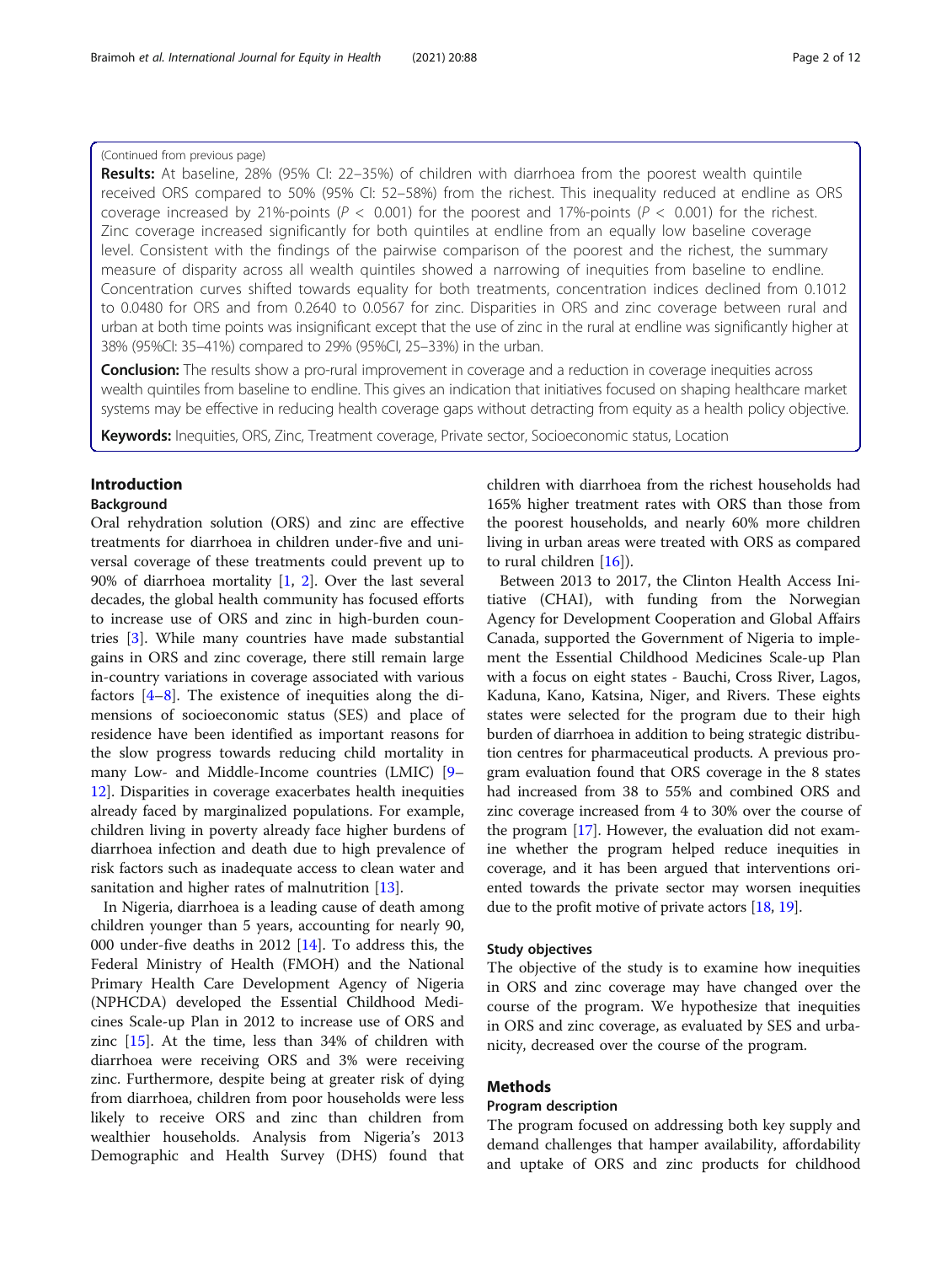(Continued from previous page)

**Results:** At baseline, 28% (95% CI: 22–35%) of children with diarrhoea from the poorest wealth quintile received ORS compared to 50% (95% CI: 52–58%) from the richest. This inequality reduced at endline as ORS coverage increased by 21%-points ($P < 0.001$) for the poorest and 17%-points ($P < 0.001$) for the richest. Zinc coverage increased significantly for both quintiles at endline from an equally low baseline coverage level. Consistent with the findings of the pairwise comparison of the poorest and the richest, the summary measure of disparity across all wealth quintiles showed a narrowing of inequities from baseline to endline. Concentration curves shifted towards equality for both treatments, concentration indices declined from 0.1012 to 0.0480 for ORS and from 0.2640 to 0.0567 for zinc. Disparities in ORS and zinc coverage between rural and urban at both time points was insignificant except that the use of zinc in the rural at endline was significantly higher at 38% (95%CI: 35–41%) compared to 29% (95%CI, 25–33%) in the urban.

**Conclusion:** The results show a pro-rural improvement in coverage and a reduction in coverage inequities across wealth quintiles from baseline to endline. This gives an indication that initiatives focused on shaping healthcare market systems may be effective in reducing health coverage gaps without detracting from equity as a health policy objective.

**Keywords:** Inequities, ORS, Zinc, Treatment coverage, Private sector, Socioeconomic status, Location

## Introduction

### Background

Oral rehydration solution (ORS) and zinc are effective treatments for diarrhoea in children under-five and universal coverage of these treatments could prevent up to 90% of diarrhoea mortality [1, 2]. Over the last several decades, the global health community has focused efforts to increase use of ORS and zinc in high-burden countries [3]. While many countries have made substantial gains in ORS and zinc coverage, there still remain large in-country variations in coverage associated with various factors [4–8]. The existence of inequities along the dimensions of socioeconomic status (SES) and place of residence have been identified as important reasons for the slow progress towards reducing child mortality in many Low- and Middle-Income countries (LMIC) [9–12]. Disparities in coverage exacerbates health inequities already faced by marginalized populations. For example, children living in poverty already face higher burdens of diarrhoea infection and death due to high prevalence of risk factors such as inadequate access to clean water and sanitation and higher rates of malnutrition [13].

In Nigeria, diarrhoea is a leading cause of death among children younger than 5 years, accounting for nearly 90,000 under-five deaths in 2012 [14]. To address this, the Federal Ministry of Health (FMOH) and the National Primary Health Care Development Agency of Nigeria (NPHCDA) developed the Essential Childhood Medicines Scale-up Plan in 2012 to increase use of ORS and zinc [15]. At the time, less than 34% of children with diarrhoea were receiving ORS and 3% were receiving zinc. Furthermore, despite being at greater risk of dying from diarrhoea, children from poor households were less likely to receive ORS and zinc than children from wealthier households. Analysis from Nigeria's 2013 Demographic and Health Survey (DHS) found that children with diarrhoea from the richest households had 165% higher treatment rates with ORS than those from the poorest households, and nearly 60% more children living in urban areas were treated with ORS as compared to rural children [16]).

Between 2013 to 2017, the Clinton Health Access Initiative (CHAI), with funding from the Norwegian Agency for Development Cooperation and Global Affairs Canada, supported the Government of Nigeria to implement the Essential Childhood Medicines Scale-up Plan with a focus on eight states - Bauchi, Cross River, Lagos, Kaduna, Kano, Katsina, Niger, and Rivers. These eights states were selected for the program due to their high burden of diarrhoea in addition to being strategic distribution centres for pharmaceutical products. A previous program evaluation found that ORS coverage in the 8 states had increased from 38 to 55% and combined ORS and zinc coverage increased from 4 to 30% over the course of the program [17]. However, the evaluation did not examine whether the program helped reduce inequities in coverage, and it has been argued that interventions oriented towards the private sector may worsen inequities due to the profit motive of private actors [18, 19].

### Study objectives

The objective of the study is to examine how inequities in ORS and zinc coverage may have changed over the course of the program. We hypothesize that inequities in ORS and zinc coverage, as evaluated by SES and urbanicity, decreased over the course of the program.

## Methods

### Program description

The program focused on addressing both key supply and demand challenges that hamper availability, affordability and uptake of ORS and zinc products for childhood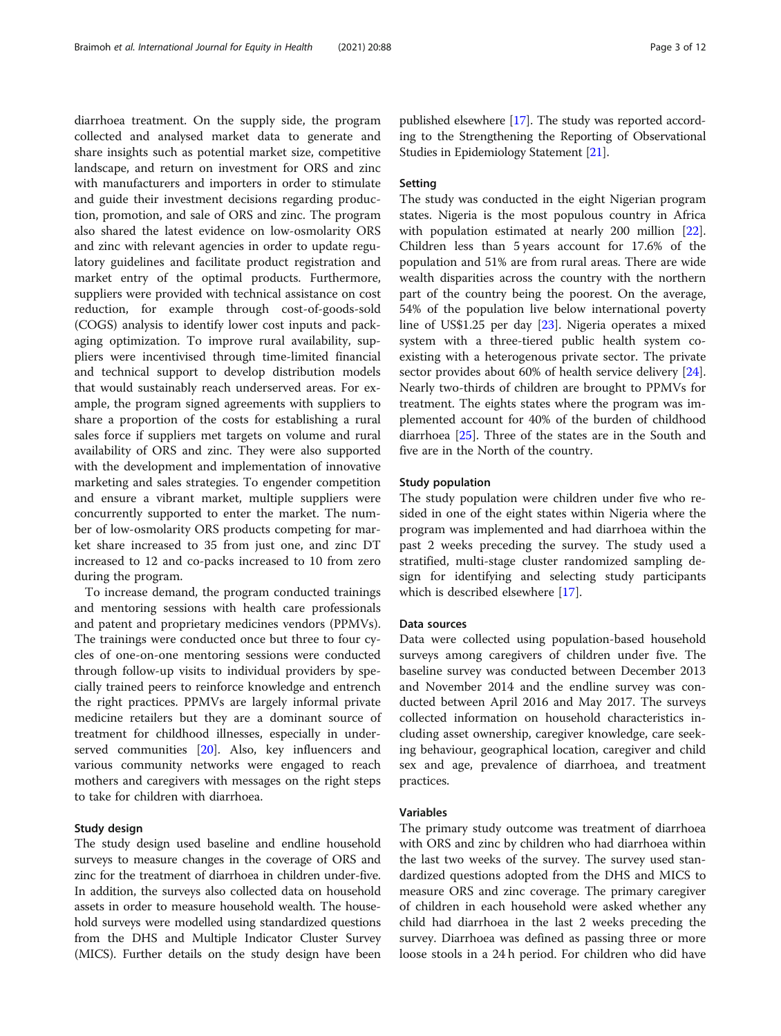diarrhoea treatment. On the supply side, the program collected and analysed market data to generate and share insights such as potential market size, competitive landscape, and return on investment for ORS and zinc with manufacturers and importers in order to stimulate and guide their investment decisions regarding production, promotion, and sale of ORS and zinc. The program also shared the latest evidence on low-osmolarity ORS and zinc with relevant agencies in order to update regulatory guidelines and facilitate product registration and market entry of the optimal products. Furthermore, suppliers were provided with technical assistance on cost reduction, for example through cost-of-goods-sold (COGS) analysis to identify lower cost inputs and packaging optimization. To improve rural availability, suppliers were incentivised through time-limited financial and technical support to develop distribution models that would sustainably reach underserved areas. For example, the program signed agreements with suppliers to share a proportion of the costs for establishing a rural sales force if suppliers met targets on volume and rural availability of ORS and zinc. They were also supported with the development and implementation of innovative marketing and sales strategies. To engender competition and ensure a vibrant market, multiple suppliers were concurrently supported to enter the market. The number of low-osmolarity ORS products competing for market share increased to 35 from just one, and zinc DT increased to 12 and co-packs increased to 10 from zero during the program.

To increase demand, the program conducted trainings and mentoring sessions with health care professionals and patent and proprietary medicines vendors (PPMVs). The trainings were conducted once but three to four cycles of one-on-one mentoring sessions were conducted through follow-up visits to individual providers by specially trained peers to reinforce knowledge and entrench the right practices. PPMVs are largely informal private medicine retailers but they are a dominant source of treatment for childhood illnesses, especially in underserved communities [20]. Also, key influencers and various community networks were engaged to reach mothers and caregivers with messages on the right steps to take for children with diarrhoea.

### Study design

The study design used baseline and endline household surveys to measure changes in the coverage of ORS and zinc for the treatment of diarrhoea in children under-five. In addition, the surveys also collected data on household assets in order to measure household wealth. The household surveys were modelled using standardized questions from the DHS and Multiple Indicator Cluster Survey (MICS). Further details on the study design have been published elsewhere [17]. The study was reported according to the Strengthening the Reporting of Observational Studies in Epidemiology Statement [21].

### Setting

The study was conducted in the eight Nigerian program states. Nigeria is the most populous country in Africa with population estimated at nearly 200 million [22]. Children less than 5 years account for 17.6% of the population and 51% are from rural areas. There are wide wealth disparities across the country with the northern part of the country being the poorest. On the average, 54% of the population live below international poverty line of US$1.25 per day [23]. Nigeria operates a mixed system with a three-tiered public health system co-existing with a heterogenous private sector. The private sector provides about 60% of health service delivery [24]. Nearly two-thirds of children are brought to PPMVs for treatment. The eights states where the program was implemented account for 40% of the burden of childhood diarrhoea [25]. Three of the states are in the South and five are in the North of the country.

### Study population

The study population were children under five who resided in one of the eight states within Nigeria where the program was implemented and had diarrhoea within the past 2 weeks preceding the survey. The study used a stratified, multi-stage cluster randomized sampling design for identifying and selecting study participants which is described elsewhere [17].

### Data sources

Data were collected using population-based household surveys among caregivers of children under five. The baseline survey was conducted between December 2013 and November 2014 and the endline survey was conducted between April 2016 and May 2017. The surveys collected information on household characteristics including asset ownership, caregiver knowledge, care seeking behaviour, geographical location, caregiver and child sex and age, prevalence of diarrhoea, and treatment practices.

### Variables

The primary study outcome was treatment of diarrhoea with ORS and zinc by children who had diarrhoea within the last two weeks of the survey. The survey used standardized questions adopted from the DHS and MICS to measure ORS and zinc coverage. The primary caregiver of children in each household were asked whether any child had diarrhoea in the last 2 weeks preceding the survey. Diarrhoea was defined as passing three or more loose stools in a 24 h period. For children who did have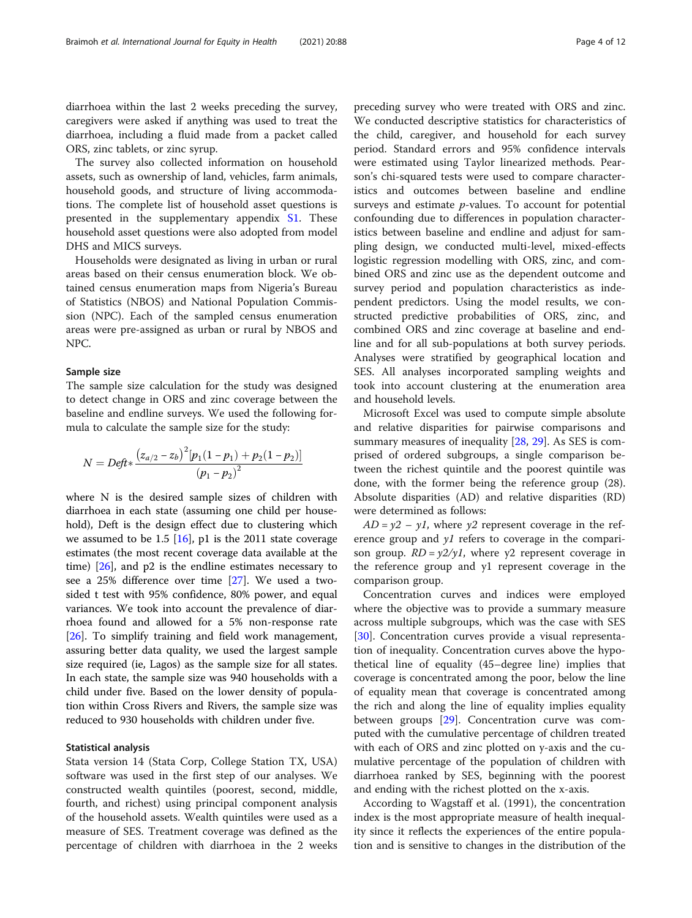diarrhoea within the last 2 weeks preceding the survey, caregivers were asked if anything was used to treat the diarrhoea, including a fluid made from a packet called ORS, zinc tablets, or zinc syrup.

The survey also collected information on household assets, such as ownership of land, vehicles, farm animals, household goods, and structure of living accommodations. The complete list of household asset questions is presented in the supplementary appendix S1. These household asset questions were also adopted from model DHS and MICS surveys.

Households were designated as living in urban or rural areas based on their census enumeration block. We obtained census enumeration maps from Nigeria's Bureau of Statistics (NBOS) and National Population Commission (NPC). Each of the sampled census enumeration areas were pre-assigned as urban or rural by NBOS and NPC.

### Sample size

The sample size calculation for the study was designed to detect change in ORS and zinc coverage between the baseline and endline surveys. We used the following formula to calculate the sample size for the study:

$$N = Deft * \frac{(z_{a/2} - z_b)^2 [p_1(1-p_1) + p_2(1-p_2)]}{(p_1 - p_2)^2}$$

where N is the desired sample sizes of children with diarrhoea in each state (assuming one child per household), Deft is the design effect due to clustering which we assumed to be 1.5 [16], p1 is the 2011 state coverage estimates (the most recent coverage data available at the time) [26], and p2 is the endline estimates necessary to see a 25% difference over time [27]. We used a two-sided t test with 95% confidence, 80% power, and equal variances. We took into account the prevalence of diarrhoea found and allowed for a 5% non-response rate [26]. To simplify training and field work management, assuring better data quality, we used the largest sample size required (ie, Lagos) as the sample size for all states. In each state, the sample size was 940 households with a child under five. Based on the lower density of population within Cross Rivers and Rivers, the sample size was reduced to 930 households with children under five.

### Statistical analysis

Stata version 14 (Stata Corp, College Station TX, USA) software was used in the first step of our analyses. We constructed wealth quintiles (poorest, second, middle, fourth, and richest) using principal component analysis of the household assets. Wealth quintiles were used as a measure of SES. Treatment coverage was defined as the percentage of children with diarrhoea in the 2 weeks preceding survey who were treated with ORS and zinc. We conducted descriptive statistics for characteristics of the child, caregiver, and household for each survey period. Standard errors and 95% confidence intervals were estimated using Taylor linearized methods. Pearson's chi-squared tests were used to compare characteristics and outcomes between baseline and endline surveys and estimate *p*-values. To account for potential confounding due to differences in population characteristics between baseline and endline and adjust for sampling design, we conducted multi-level, mixed-effects logistic regression modelling with ORS, zinc, and combined ORS and zinc use as the dependent outcome and survey period and population characteristics as independent predictors. Using the model results, we constructed predictive probabilities of ORS, zinc, and combined ORS and zinc coverage at baseline and endline and for all sub-populations at both survey periods. Analyses were stratified by geographical location and SES. All analyses incorporated sampling weights and took into account clustering at the enumeration area and household levels.

Microsoft Excel was used to compute simple absolute and relative disparities for pairwise comparisons and summary measures of inequality [28, 29]. As SES is comprised of ordered subgroups, a single comparison between the richest quintile and the poorest quintile was done, with the former being the reference group (28). Absolute disparities (AD) and relative disparities (RD) were determined as follows:

$AD = y2 - y1$, where $y2$ represent coverage in the reference group and $y1$ refers to coverage in the comparison group. $RD = y2/y1$, where y2 represent coverage in the reference group and y1 represent coverage in the comparison group.

Concentration curves and indices were employed where the objective was to provide a summary measure across multiple subgroups, which was the case with SES [30]. Concentration curves provide a visual representation of inequality. Concentration curves above the hypothetical line of equality (45–degree line) implies that coverage is concentrated among the poor, below the line of equality mean that coverage is concentrated among the rich and along the line of equality implies equality between groups [29]. Concentration curve was computed with the cumulative percentage of children treated with each of ORS and zinc plotted on y-axis and the cumulative percentage of the population of children with diarrhoea ranked by SES, beginning with the poorest and ending with the richest plotted on the x-axis.

According to Wagstaff et al. (1991), the concentration index is the most appropriate measure of health inequality since it reflects the experiences of the entire population and is sensitive to changes in the distribution of the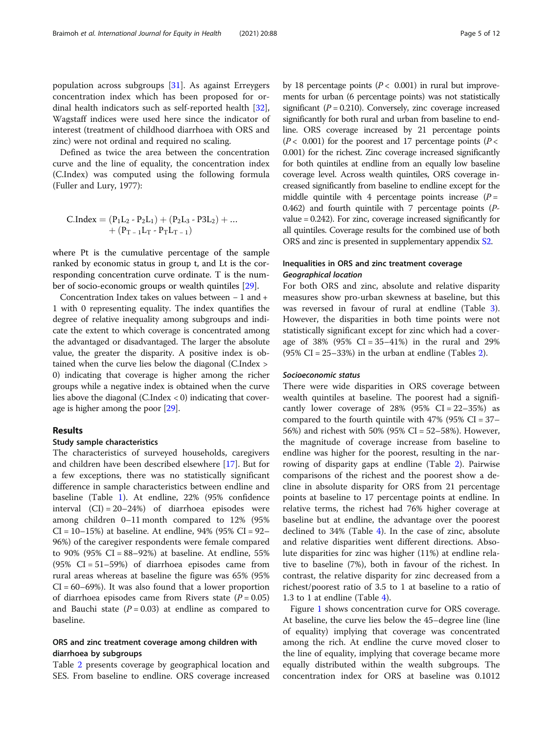population across subgroups [31]. As against Erreygers concentration index which has been proposed for ordinal health indicators such as self-reported health [32], Wagstaff indices were used here since the indicator of interest (treatment of childhood diarrhoea with ORS and zinc) were not ordinal and required no scaling.

Defined as twice the area between the concentration curve and the line of equality, the concentration index (C.Index) was computed using the following formula (Fuller and Lury, 1977):

$$\text{C.Index} = (P_1L_2 - P_2L_1) + (P_2L_3 - P3L_2) + \ldots + (P_{T-1}L_T - P_TL_{T-1})$$

where Pt is the cumulative percentage of the sample ranked by economic status in group t, and Lt is the corresponding concentration curve ordinate. T is the number of socio-economic groups or wealth quintiles [29].

Concentration Index takes on values between − 1 and + 1 with 0 representing equality. The index quantifies the degree of relative inequality among subgroups and indicate the extent to which coverage is concentrated among the advantaged or disadvantaged. The larger the absolute value, the greater the disparity. A positive index is obtained when the curve lies below the diagonal (C.Index > 0) indicating that coverage is higher among the richer groups while a negative index is obtained when the curve lies above the diagonal (C.Index < 0) indicating that coverage is higher among the poor [29].

## Results

### Study sample characteristics

The characteristics of surveyed households, caregivers and children have been described elsewhere [17]. But for a few exceptions, there was no statistically significant difference in sample characteristics between endline and baseline (Table 1). At endline, 22% (95% confidence interval (CI) = 20–24%) of diarrhoea episodes were among children 0–11 month compared to 12% (95% CI = 10–15%) at baseline. At endline, 94% (95% CI = 92–96%) of the caregiver respondents were female compared to 90% (95% CI = 88–92%) at baseline. At endline, 55% (95% CI = 51–59%) of diarrhoea episodes came from rural areas whereas at baseline the figure was 65% (95% CI = 60–69%). It was also found that a lower proportion of diarrhoea episodes came from Rivers state ($P = 0.05$) and Bauchi state ($P = 0.03$) at endline as compared to baseline.

### ORS and zinc treatment coverage among children with diarrhoea by subgroups

Table 2 presents coverage by geographical location and SES. From baseline to endline. ORS coverage increased by 18 percentage points ($P < 0.001$) in rural but improvements for urban (6 percentage points) was not statistically significant ($P = 0.210$). Conversely, zinc coverage increased significantly for both rural and urban from baseline to endline. ORS coverage increased by 21 percentage points ($P < 0.001$) for the poorest and 17 percentage points ($P < 0.001$) for the richest. Zinc coverage increased significantly for both quintiles at endline from an equally low baseline coverage level. Across wealth quintiles, ORS coverage increased significantly from baseline to endline except for the middle quintile with 4 percentage points increase ($P = 0.462$) and fourth quintile with 7 percentage points ($P$-value = 0.242). For zinc, coverage increased significantly for all quintiles. Coverage results for the combined use of both ORS and zinc is presented in supplementary appendix S2.

### Inequalities in ORS and zinc treatment coverage

#### *Geographical location*

For both ORS and zinc, absolute and relative disparity measures show pro-urban skewness at baseline, but this was reversed in favour of rural at endline (Table 3). However, the disparities in both time points were not statistically significant except for zinc which had a coverage of 38% (95% CI = 35–41%) in the rural and 29% (95% CI = 25–33%) in the urban at endline (Tables 2).

#### *Socioeconomic status*

There were wide disparities in ORS coverage between wealth quintiles at baseline. The poorest had a significantly lower coverage of 28% (95% CI = 22–35%) as compared to the fourth quintile with 47% (95% CI = 37–56%) and richest with 50% (95% CI = 52–58%). However, the magnitude of coverage increase from baseline to endline was higher for the poorest, resulting in the narrowing of disparity gaps at endline (Table 2). Pairwise comparisons of the richest and the poorest show a decline in absolute disparity for ORS from 21 percentage points at baseline to 17 percentage points at endline. In relative terms, the richest had 76% higher coverage at baseline but at endline, the advantage over the poorest declined to 34% (Table 4). In the case of zinc, absolute and relative disparities went different directions. Absolute disparities for zinc was higher (11%) at endline relative to baseline (7%), both in favour of the richest. In contrast, the relative disparity for zinc decreased from a richest/poorest ratio of 3.5 to 1 at baseline to a ratio of 1.3 to 1 at endline (Table 4).

Figure 1 shows concentration curve for ORS coverage. At baseline, the curve lies below the 45–degree line (line of equality) implying that coverage was concentrated among the rich. At endline the curve moved closer to the line of equality, implying that coverage became more equally distributed within the wealth subgroups. The concentration index for ORS at baseline was 0.1012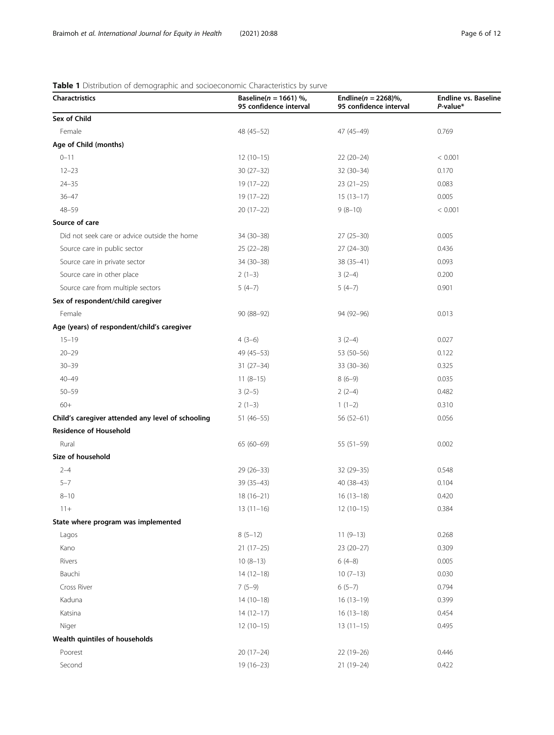**Table 1** Distribution of demographic and socioeconomic Characteristics by surve

| Charactristics | Baseline(*n* = 1661) %, 95 confidence interval | Endline(*n* = 2268)%, 95 confidence interval | Endline vs. Baseline *P*-value* |
|---|---|---|---|
| **Sex of Child** | | | |
| Female | 48 (45–52) | 47 (45–49) | 0.769 |
| **Age of Child (months)** | | | |
| 0–11 | 12 (10–15) | 22 (20–24) | < 0.001 |
| 12–23 | 30 (27–32) | 32 (30–34) | 0.170 |
| 24–35 | 19 (17–22) | 23 (21–25) | 0.083 |
| 36–47 | 19 (17–22) | 15 (13–17) | 0.005 |
| 48–59 | 20 (17–22) | 9 (8–10) | < 0.001 |
| **Source of care** | | | |
| Did not seek care or advice outside the home | 34 (30–38) | 27 (25–30) | 0.005 |
| Source care in public sector | 25 (22–28) | 27 (24–30) | 0.436 |
| Source care in private sector | 34 (30–38) | 38 (35–41) | 0.093 |
| Source care in other place | 2 (1–3) | 3 (2–4) | 0.200 |
| Source care from multiple sectors | 5 (4–7) | 5 (4–7) | 0.901 |
| **Sex of respondent/child caregiver** | | | |
| Female | 90 (88–92) | 94 (92–96) | 0.013 |
| **Age (years) of respondent/child's caregiver** | | | |
| 15–19 | 4 (3–6) | 3 (2–4) | 0.027 |
| 20–29 | 49 (45–53) | 53 (50–56) | 0.122 |
| 30–39 | 31 (27–34) | 33 (30–36) | 0.325 |
| 40–49 | 11 (8–15) | 8 (6–9) | 0.035 |
| 50–59 | 3 (2–5) | 2 (2–4) | 0.482 |
| 60+ | 2 (1–3) | 1 (1–2) | 0.310 |
| **Child's caregiver attended any level of schooling** | 51 (46–55) | 56 (52–61) | 0.056 |
| **Residence of Household** | | | |
| Rural | 65 (60–69) | 55 (51–59) | 0.002 |
| **Size of household** | | | |
| 2–4 | 29 (26–33) | 32 (29–35) | 0.548 |
| 5–7 | 39 (35–43) | 40 (38–43) | 0.104 |
| 8–10 | 18 (16–21) | 16 (13–18) | 0.420 |
| 11+ | 13 (11–16) | 12 (10–15) | 0.384 |
| **State where program was implemented** | | | |
| Lagos | 8 (5–12) | 11 (9–13) | 0.268 |
| Kano | 21 (17–25) | 23 (20–27) | 0.309 |
| Rivers | 10 (8–13) | 6 (4–8) | 0.005 |
| Bauchi | 14 (12–18) | 10 (7–13) | 0.030 |
| Cross River | 7 (5–9) | 6 (5–7) | 0.794 |
| Kaduna | 14 (10–18) | 16 (13–19) | 0.399 |
| Katsina | 14 (12–17) | 16 (13–18) | 0.454 |
| Niger | 12 (10–15) | 13 (11–15) | 0.495 |
| **Wealth quintiles of households** | | | |
| Poorest | 20 (17–24) | 22 (19–26) | 0.446 |
| Second | 19 (16–23) | 21 (19–24) | 0.422 |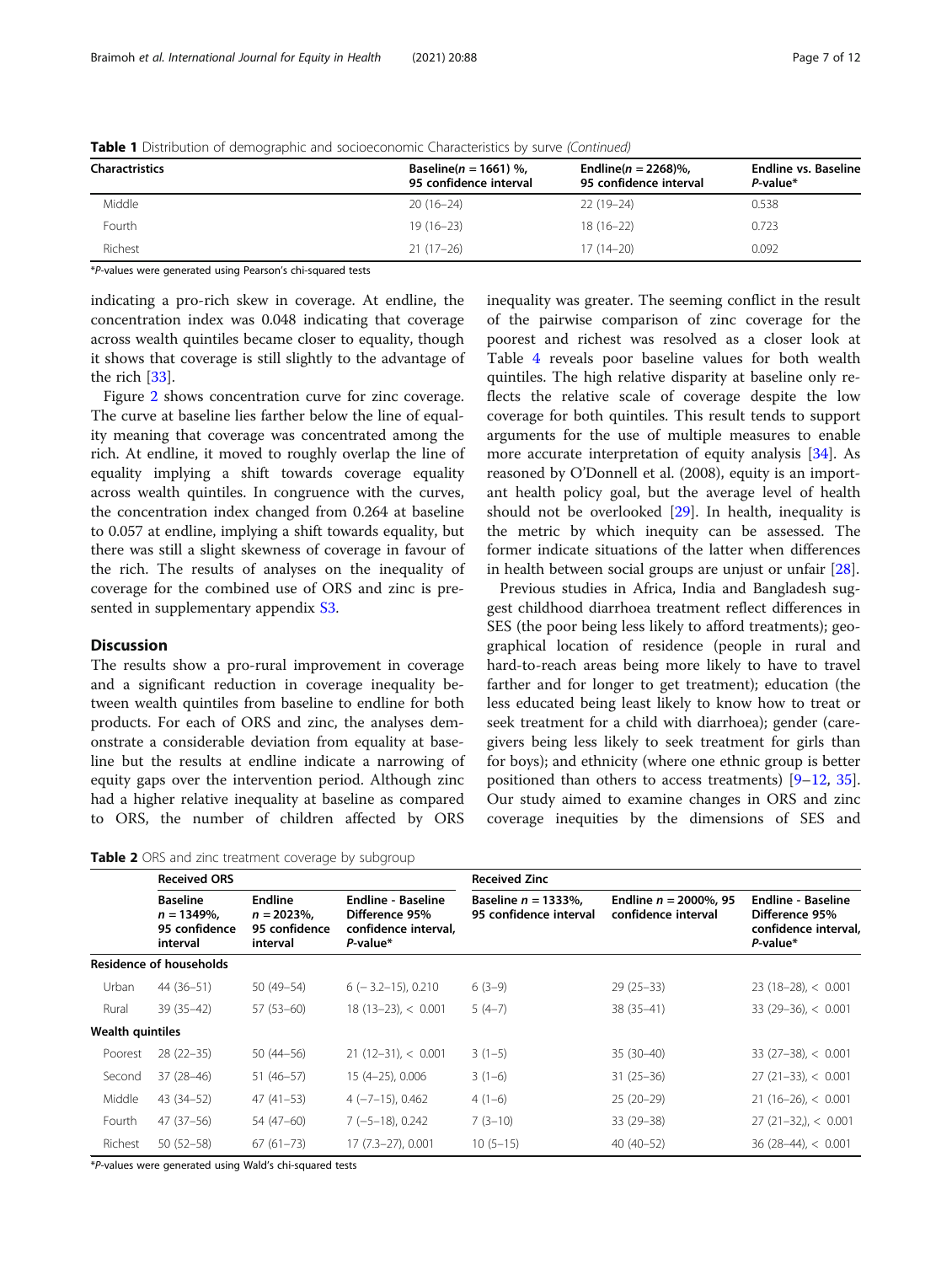**Table 1** Distribution of demographic and socioeconomic Characteristics by surve *(Continued)*

| Charactristics | Baseline(n = 1661) %, 95 confidence interval | Endline(n = 2268)%, 95 confidence interval | Endline vs. Baseline P-value* |
|---|---|---|---|
| Middle | 20 (16–24) | 22 (19–24) | 0.538 |
| Fourth | 19 (16–23) | 18 (16–22) | 0.723 |
| Richest | 21 (17–26) | 17 (14–20) | 0.092 |

*P-values were generated using Pearson's chi-squared tests

indicating a pro-rich skew in coverage. At endline, the concentration index was 0.048 indicating that coverage across wealth quintiles became closer to equality, though it shows that coverage is still slightly to the advantage of the rich [33].

Figure 2 shows concentration curve for zinc coverage. The curve at baseline lies farther below the line of equality meaning that coverage was concentrated among the rich. At endline, it moved to roughly overlap the line of equality implying a shift towards coverage equality across wealth quintiles. In congruence with the curves, the concentration index changed from 0.264 at baseline to 0.057 at endline, implying a shift towards equality, but there was still a slight skewness of coverage in favour of the rich. The results of analyses on the inequality of coverage for the combined use of ORS and zinc is presented in supplementary appendix S3.

## Discussion

The results show a pro-rural improvement in coverage and a significant reduction in coverage inequality between wealth quintiles from baseline to endline for both products. For each of ORS and zinc, the analyses demonstrate a considerable deviation from equality at baseline but the results at endline indicate a narrowing of equity gaps over the intervention period. Although zinc had a higher relative inequality at baseline as compared to ORS, the number of children affected by ORS inequality was greater. The seeming conflict in the result of the pairwise comparison of zinc coverage for the poorest and richest was resolved as a closer look at Table 4 reveals poor baseline values for both wealth quintiles. The high relative disparity at baseline only reflects the relative scale of coverage despite the low coverage for both quintiles. This result tends to support arguments for the use of multiple measures to enable more accurate interpretation of equity analysis [34]. As reasoned by O'Donnell et al. (2008), equity is an important health policy goal, but the average level of health should not be overlooked [29]. In health, inequality is the metric by which inequity can be assessed. The former indicate situations of the latter when differences in health between social groups are unjust or unfair [28].

Previous studies in Africa, India and Bangladesh suggest childhood diarrhoea treatment reflect differences in SES (the poor being less likely to afford treatments); geographical location of residence (people in rural and hard-to-reach areas being more likely to have to travel farther and for longer to get treatment); education (the less educated being least likely to know how to treat or seek treatment for a child with diarrhoea); gender (caregivers being less likely to seek treatment for girls than for boys); and ethnicity (where one ethnic group is better positioned than others to access treatments) [9–12, 35]. Our study aimed to examine changes in ORS and zinc coverage inequities by the dimensions of SES and

**Table 2** ORS and zinc treatment coverage by subgroup

| | Received ORS | | | Received Zinc | | |
|---|---|---|---|---|---|---|
| | Baseline n = 1349%, 95 confidence interval | Endline n = 2023%, 95 confidence interval | Endline - Baseline Difference 95% confidence interval, P-value* | Baseline n = 1333%, 95 confidence interval | Endline n = 2000%, 95 confidence interval | Endline - Baseline Difference 95% confidence interval, P-value* |
| **Residence of households** | | | | | | |
| Urban | 44 (36–51) | 50 (49–54) | 6 (− 3.2–15), 0.210 | 6 (3–9) | 29 (25–33) | 23 (18–28), < 0.001 |
| Rural | 39 (35–42) | 57 (53–60) | 18 (13–23), < 0.001 | 5 (4–7) | 38 (35–41) | 33 (29–36), < 0.001 |
| **Wealth quintiles** | | | | | | |
| Poorest | 28 (22–35) | 50 (44–56) | 21 (12–31), < 0.001 | 3 (1–5) | 35 (30–40) | 33 (27–38), < 0.001 |
| Second | 37 (28–46) | 51 (46–57) | 15 (4–25), 0.006 | 3 (1–6) | 31 (25–36) | 27 (21–33), < 0.001 |
| Middle | 43 (34–52) | 47 (41–53) | 4 (−7–15), 0.462 | 4 (1–6) | 25 (20–29) | 21 (16–26), < 0.001 |
| Fourth | 47 (37–56) | 54 (47–60) | 7 (−5–18), 0.242 | 7 (3–10) | 33 (29–38) | 27 (21–32,), < 0.001 |
| Richest | 50 (52–58) | 67 (61–73) | 17 (7.3–27), 0.001 | 10 (5–15) | 40 (40–52) | 36 (28–44), < 0.001 |

*P-values were generated using Wald's chi-squared tests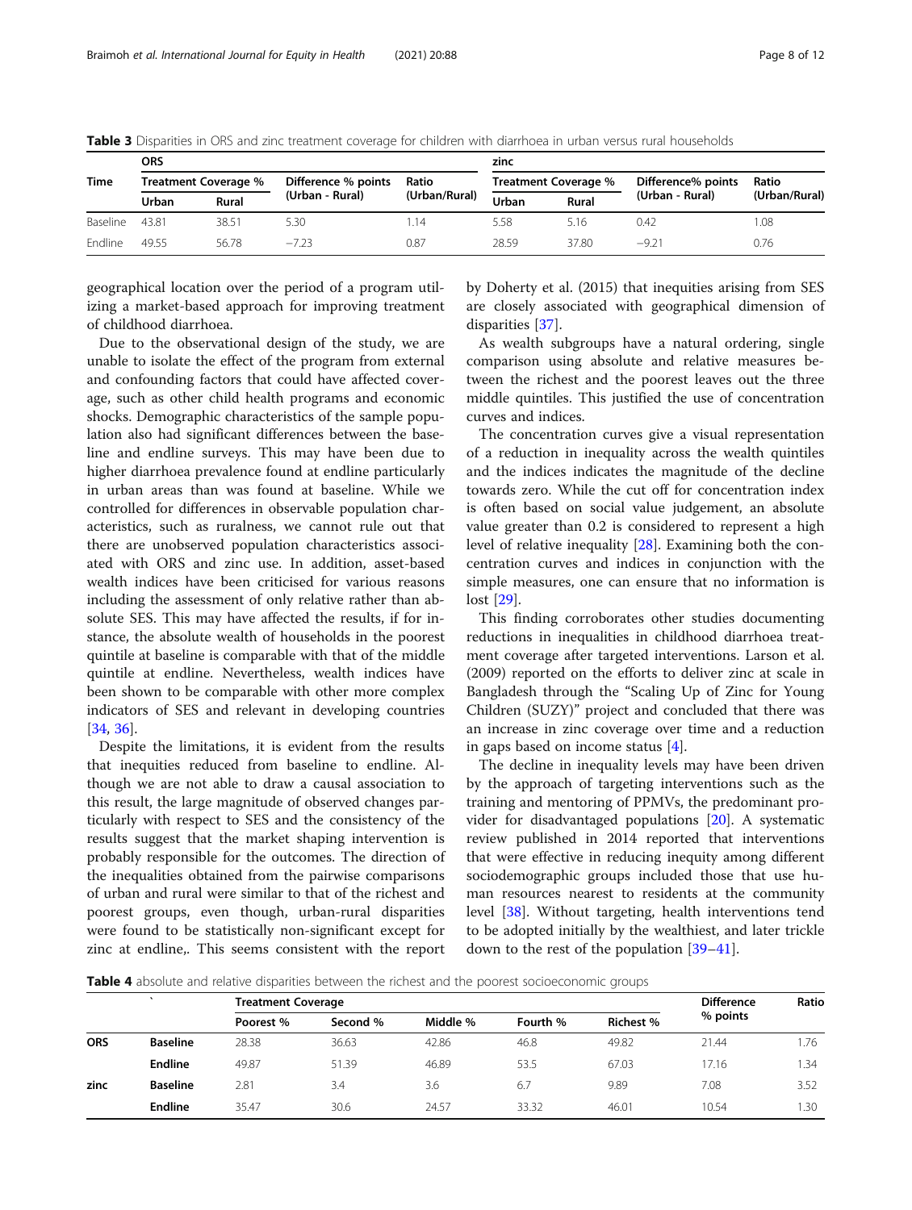**Table 3** Disparities in ORS and zinc treatment coverage for children with diarrhoea in urban versus rural households

| Time | ORS | | | | zinc | | | |
|---|---|---|---|---|---|---|---|---|
| | Treatment Coverage % | | Difference % points (Urban - Rural) | Ratio (Urban/Rural) | Treatment Coverage % | | Difference% points (Urban - Rural) | Ratio (Urban/Rural) |
| | Urban | Rural | | | Urban | Rural | | |
| Baseline | 43.81 | 38.51 | 5.30 | 1.14 | 5.58 | 5.16 | 0.42 | 1.08 |
| Endline | 49.55 | 56.78 | −7.23 | 0.87 | 28.59 | 37.80 | −9.21 | 0.76 |

geographical location over the period of a program utilizing a market-based approach for improving treatment of childhood diarrhoea.

Due to the observational design of the study, we are unable to isolate the effect of the program from external and confounding factors that could have affected coverage, such as other child health programs and economic shocks. Demographic characteristics of the sample population also had significant differences between the baseline and endline surveys. This may have been due to higher diarrhoea prevalence found at endline particularly in urban areas than was found at baseline. While we controlled for differences in observable population characteristics, such as ruralness, we cannot rule out that there are unobserved population characteristics associated with ORS and zinc use. In addition, asset-based wealth indices have been criticised for various reasons including the assessment of only relative rather than absolute SES. This may have affected the results, if for instance, the absolute wealth of households in the poorest quintile at baseline is comparable with that of the middle quintile at endline. Nevertheless, wealth indices have been shown to be comparable with other more complex indicators of SES and relevant in developing countries [34, 36].

Despite the limitations, it is evident from the results that inequities reduced from baseline to endline. Although we are not able to draw a causal association to this result, the large magnitude of observed changes particularly with respect to SES and the consistency of the results suggest that the market shaping intervention is probably responsible for the outcomes. The direction of the inequalities obtained from the pairwise comparisons of urban and rural were similar to that of the richest and poorest groups, even though, urban-rural disparities were found to be statistically non-significant except for zinc at endline,. This seems consistent with the report by Doherty et al. (2015) that inequities arising from SES are closely associated with geographical dimension of disparities [37].

As wealth subgroups have a natural ordering, single comparison using absolute and relative measures between the richest and the poorest leaves out the three middle quintiles. This justified the use of concentration curves and indices.

The concentration curves give a visual representation of a reduction in inequality across the wealth quintiles and the indices indicates the magnitude of the decline towards zero. While the cut off for concentration index is often based on social value judgement, an absolute value greater than 0.2 is considered to represent a high level of relative inequality [28]. Examining both the concentration curves and indices in conjunction with the simple measures, one can ensure that no information is lost [29].

This finding corroborates other studies documenting reductions in inequalities in childhood diarrhoea treatment coverage after targeted interventions. Larson et al. (2009) reported on the efforts to deliver zinc at scale in Bangladesh through the "Scaling Up of Zinc for Young Children (SUZY)" project and concluded that there was an increase in zinc coverage over time and a reduction in gaps based on income status [4].

The decline in inequality levels may have been driven by the approach of targeting interventions such as the training and mentoring of PPMVs, the predominant provider for disadvantaged populations [20]. A systematic review published in 2014 reported that interventions that were effective in reducing inequity among different sociodemographic groups included those that use human resources nearest to residents at the community level [38]. Without targeting, health interventions tend to be adopted initially by the wealthiest, and later trickle down to the rest of the population [39–41].

**Table 4** absolute and relative disparities between the richest and the poorest socioeconomic groups

| | ` | Treatment Coverage | | | | | Difference % points | Ratio |
|---|---|---|---|---|---|---|---|---|
| | | Poorest % | Second % | Middle % | Fourth % | Richest % | | |
| **ORS** | **Baseline** | 28.38 | 36.63 | 42.86 | 46.8 | 49.82 | 21.44 | 1.76 |
| | **Endline** | 49.87 | 51.39 | 46.89 | 53.5 | 67.03 | 17.16 | 1.34 |
| **zinc** | **Baseline** | 2.81 | 3.4 | 3.6 | 6.7 | 9.89 | 7.08 | 3.52 |
| | **Endline** | 35.47 | 30.6 | 24.57 | 33.32 | 46.01 | 10.54 | 1.30 |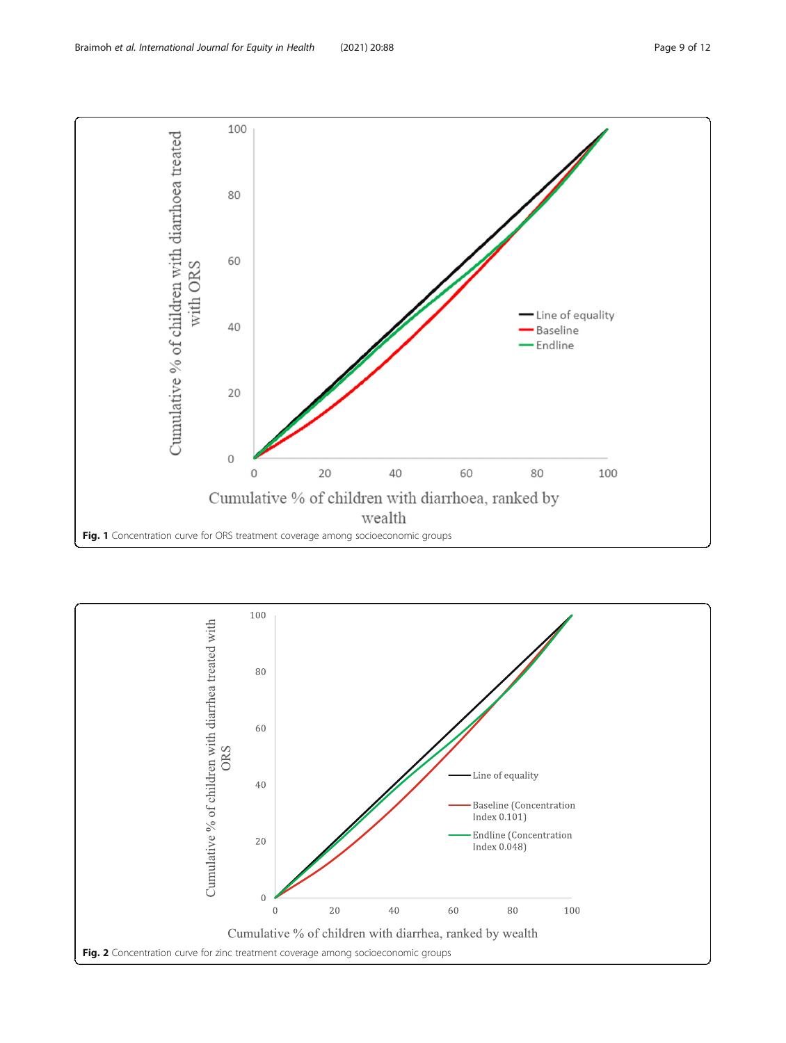Fig. 1 Concentration curve for ORS treatment coverage among socioeconomic groups

Fig. 2 Concentration curve for zinc treatment coverage among socioeconomic groups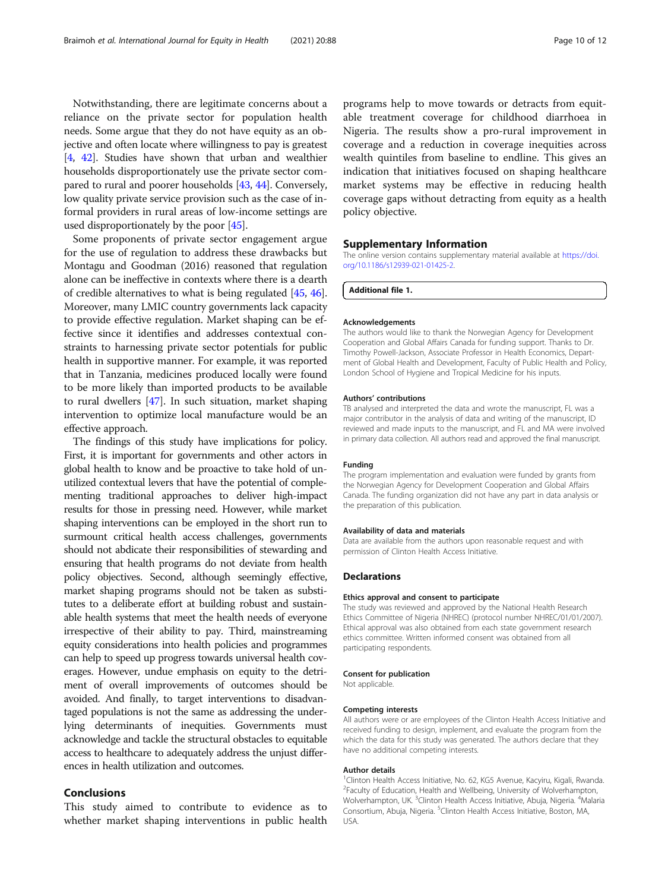Notwithstanding, there are legitimate concerns about a reliance on the private sector for population health needs. Some argue that they do not have equity as an objective and often locate where willingness to pay is greatest [4, 42]. Studies have shown that urban and wealthier households disproportionately use the private sector compared to rural and poorer households [43, 44]. Conversely, low quality private service provision such as the case of informal providers in rural areas of low-income settings are used disproportionately by the poor [45].

Some proponents of private sector engagement argue for the use of regulation to address these drawbacks but Montagu and Goodman (2016) reasoned that regulation alone can be ineffective in contexts where there is a dearth of credible alternatives to what is being regulated [45, 46]. Moreover, many LMIC country governments lack capacity to provide effective regulation. Market shaping can be effective since it identifies and addresses contextual constraints to harnessing private sector potentials for public health in supportive manner. For example, it was reported that in Tanzania, medicines produced locally were found to be more likely than imported products to be available to rural dwellers [47]. In such situation, market shaping intervention to optimize local manufacture would be an effective approach.

The findings of this study have implications for policy. First, it is important for governments and other actors in global health to know and be proactive to take hold of unutilized contextual levers that have the potential of complementing traditional approaches to deliver high-impact results for those in pressing need. However, while market shaping interventions can be employed in the short run to surmount critical health access challenges, governments should not abdicate their responsibilities of stewarding and ensuring that health programs do not deviate from health policy objectives. Second, although seemingly effective, market shaping programs should not be taken as substitutes to a deliberate effort at building robust and sustainable health systems that meet the health needs of everyone irrespective of their ability to pay. Third, mainstreaming equity considerations into health policies and programmes can help to speed up progress towards universal health coverages. However, undue emphasis on equity to the detriment of overall improvements of outcomes should be avoided. And finally, to target interventions to disadvantaged populations is not the same as addressing the underlying determinants of inequities. Governments must acknowledge and tackle the structural obstacles to equitable access to healthcare to adequately address the unjust differences in health utilization and outcomes.

## Conclusions

This study aimed to contribute to evidence as to whether market shaping interventions in public health programs help to move towards or detracts from equitable treatment coverage for childhood diarrhoea in Nigeria. The results show a pro-rural improvement in coverage and a reduction in coverage inequities across wealth quintiles from baseline to endline. This gives an indication that initiatives focused on shaping healthcare market systems may be effective in reducing health coverage gaps without detracting from equity as a health policy objective.

## Supplementary Information

The online version contains supplementary material available at https://doi.org/10.1186/s12939-021-01425-2.

**Additional file 1.**

### Acknowledgements

The authors would like to thank the Norwegian Agency for Development Cooperation and Global Affairs Canada for funding support. Thanks to Dr. Timothy Powell-Jackson, Associate Professor in Health Economics, Department of Global Health and Development, Faculty of Public Health and Policy, London School of Hygiene and Tropical Medicine for his inputs.

### Authors' contributions

TB analysed and interpreted the data and wrote the manuscript, FL was a major contributor in the analysis of data and writing of the manuscript, ID reviewed and made inputs to the manuscript, and FL and MA were involved in primary data collection. All authors read and approved the final manuscript.

### Funding

The program implementation and evaluation were funded by grants from the Norwegian Agency for Development Cooperation and Global Affairs Canada. The funding organization did not have any part in data analysis or the preparation of this publication.

### Availability of data and materials

Data are available from the authors upon reasonable request and with permission of Clinton Health Access Initiative.

## Declarations

### Ethics approval and consent to participate

The study was reviewed and approved by the National Health Research Ethics Committee of Nigeria (NHREC) (protocol number NHREC/01/01/2007). Ethical approval was also obtained from each state government research ethics committee. Written informed consent was obtained from all participating respondents.

### Consent for publication

Not applicable.

### Competing interests

All authors were or are employees of the Clinton Health Access Initiative and received funding to design, implement, and evaluate the program from the which the data for this study was generated. The authors declare that they have no additional competing interests.

### Author details

[1]Clinton Health Access Initiative, No. 62, KG5 Avenue, Kacyiru, Kigali, Rwanda. [2]Faculty of Education, Health and Wellbeing, University of Wolverhampton, Wolverhampton, UK. [3]Clinton Health Access Initiative, Abuja, Nigeria. [4]Malaria Consortium, Abuja, Nigeria. [5]Clinton Health Access Initiative, Boston, MA, USA.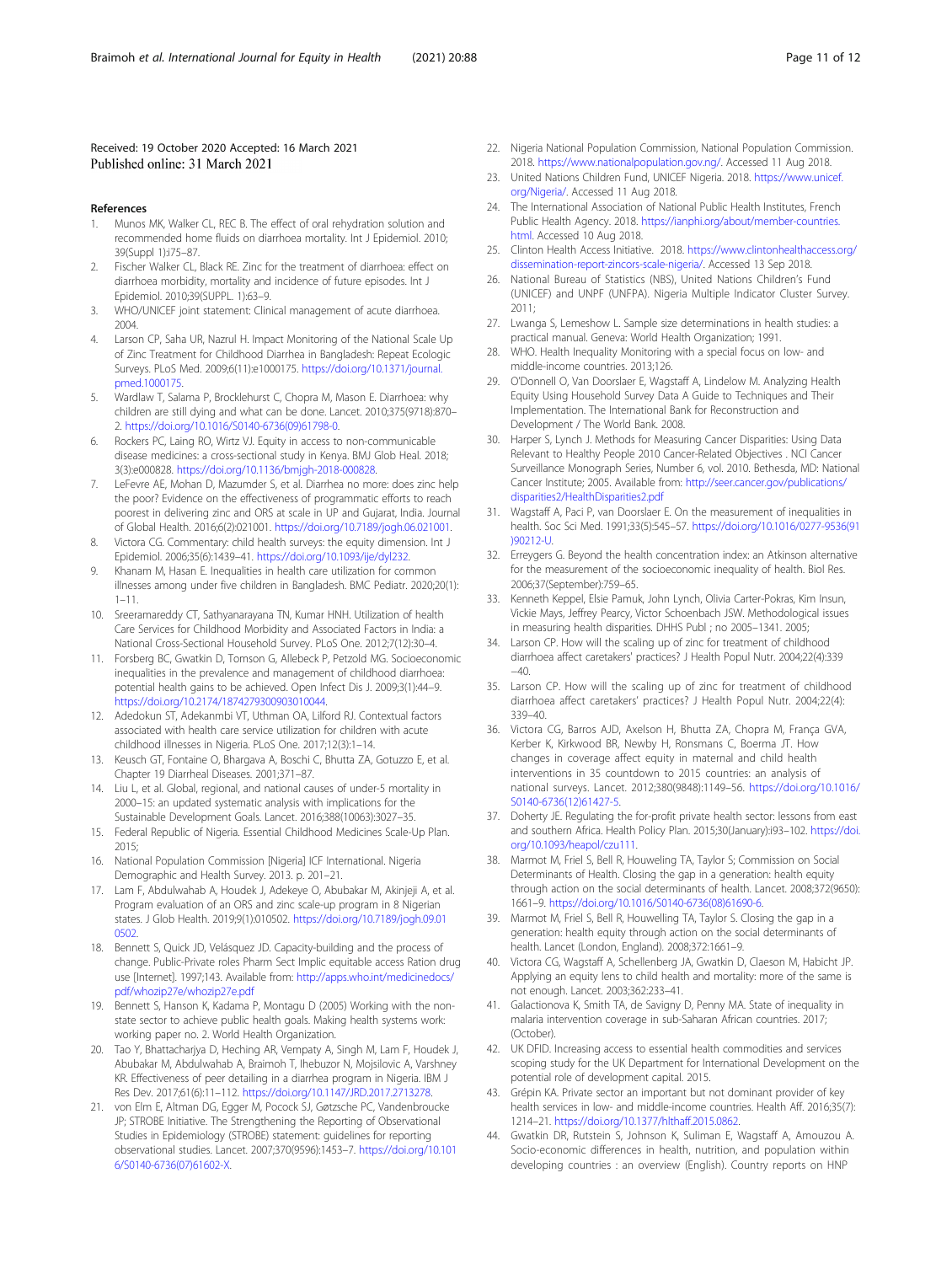Received: 19 October 2020 Accepted: 16 March 2021
Published online: 31 March 2021

## References

1. Munos MK, Walker CL, REC B. The effect of oral rehydration solution and recommended home fluids on diarrhoea mortality. Int J Epidemiol. 2010; 39(Suppl 1):i75–87.
2. Fischer Walker CL, Black RE. Zinc for the treatment of diarrhoea: effect on diarrhoea morbidity, mortality and incidence of future episodes. Int J Epidemiol. 2010;39(SUPPL. 1):63–9.
3. WHO/UNICEF joint statement: Clinical management of acute diarrhoea. 2004.
4. Larson CP, Saha UR, Nazrul H. Impact Monitoring of the National Scale Up of Zinc Treatment for Childhood Diarrhea in Bangladesh: Repeat Ecologic Surveys. PLoS Med. 2009;6(11):e1000175. https://doi.org/10.1371/journal.pmed.1000175.
5. Wardlaw T, Salama P, Brocklehurst C, Chopra M, Mason E. Diarrhoea: why children are still dying and what can be done. Lancet. 2010;375(9718):870–2. https://doi.org/10.1016/S0140-6736(09)61798-0.
6. Rockers PC, Laing RO, Wirtz VJ. Equity in access to non-communicable disease medicines: a cross-sectional study in Kenya. BMJ Glob Heal. 2018; 3(3):e000828. https://doi.org/10.1136/bmjgh-2018-000828.
7. LeFevre AE, Mohan D, Mazumder S, et al. Diarrhea no more: does zinc help the poor? Evidence on the effectiveness of programmatic efforts to reach poorest in delivering zinc and ORS at scale in UP and Gujarat, India. Journal of Global Health. 2016;6(2):021001. https://doi.org/10.7189/jogh.06.021001.
8. Victora CG. Commentary: child health surveys: the equity dimension. Int J Epidemiol. 2006;35(6):1439–41. https://doi.org/10.1093/ije/dyl232.
9. Khanam M, Hasan E. Inequalities in health care utilization for common illnesses among under five children in Bangladesh. BMC Pediatr. 2020;20(1): 1–11.
10. Sreeramareddy CT, Sathyanarayana TN, Kumar HNH. Utilization of health Care Services for Childhood Morbidity and Associated Factors in India: a National Cross-Sectional Household Survey. PLoS One. 2012;7(12):30–4.
11. Forsberg BC, Gwatkin D, Tomson G, Allebeck P, Petzold MG. Socioeconomic inequalities in the prevalence and management of childhood diarrhoea: potential health gains to be achieved. Open Infect Dis J. 2009;3(1):44–9. https://doi.org/10.2174/1874279300903010044.
12. Adedokun ST, Adekanmbi VT, Uthman OA, Lilford RJ. Contextual factors associated with health care service utilization for children with acute childhood illnesses in Nigeria. PLoS One. 2017;12(3):1–14.
13. Keusch GT, Fontaine O, Bhargava A, Boschi C, Bhutta ZA, Gotuzzo E, et al. Chapter 19 Diarrheal Diseases. 2001;371–87.
14. Liu L, et al. Global, regional, and national causes of under-5 mortality in 2000–15: an updated systematic analysis with implications for the Sustainable Development Goals. Lancet. 2016;388(10063):3027–35.
15. Federal Republic of Nigeria. Essential Childhood Medicines Scale-Up Plan. 2015;
16. National Population Commission [Nigeria] ICF International. Nigeria Demographic and Health Survey. 2013. p. 201–21.
17. Lam F, Abdulwahab A, Houdek J, Adekeye O, Abubakar M, Akinjeji A, et al. Program evaluation of an ORS and zinc scale-up program in 8 Nigerian states. J Glob Health. 2019;9(1):010502. https://doi.org/10.7189/jogh.09.010502.
18. Bennett S, Quick JD, Velásquez JD. Capacity-building and the process of change. Public-Private roles Pharm Sect Implic equitable access Ration drug use [Internet]. 1997;143. Available from: http://apps.who.int/medicinedocs/pdf/whozip27e/whozip27e.pdf
19. Bennett S, Hanson K, Kadama P, Montagu D (2005) Working with the non-state sector to achieve public health goals. Making health systems work: working paper no. 2. World Health Organization.
20. Tao Y, Bhattacharjya D, Heching AR, Vempaty A, Singh M, Lam F, Houdek J, Abubakar M, Abdulwahab A, Braimoh T, Ihebuzor N, Mojsilovic A, Varshney KR. Effectiveness of peer detailing in a diarrhea program in Nigeria. IBM J Res Dev. 2017;61(6):11–112. https://doi.org/10.1147/JRD.2017.2713278.
21. von Elm E, Altman DG, Egger M, Pocock SJ, Gøtzsche PC, Vandenbroucke JP; STROBE Initiative. The Strengthening the Reporting of Observational Studies in Epidemiology (STROBE) statement: guidelines for reporting observational studies. Lancet. 2007;370(9596):1453–7. https://doi.org/10.1016/S0140-6736(07)61602-X.
22. Nigeria National Population Commission, National Population Commission. 2018. https://www.nationalpopulation.gov.ng/. Accessed 11 Aug 2018.
23. United Nations Children Fund, UNICEF Nigeria. 2018. https://www.unicef.org/Nigeria/. Accessed 11 Aug 2018.
24. The International Association of National Public Health Institutes, French Public Health Agency. 2018. https://ianphi.org/about/member-countries.html. Accessed 10 Aug 2018.
25. Clinton Health Access Initiative. 2018. https://www.clintonhealthaccess.org/dissemination-report-zincors-scale-nigeria/. Accessed 13 Sep 2018.
26. National Bureau of Statistics (NBS), United Nations Children's Fund (UNICEF) and UNPF (UNFPA). Nigeria Multiple Indicator Cluster Survey. 2011;
27. Lwanga S, Lemeshow L. Sample size determinations in health studies: a practical manual. Geneva: World Health Organization; 1991.
28. WHO. Health Inequality Monitoring with a special focus on low- and middle-income countries. 2013;126.
29. O'Donnell O, Van Doorslaer E, Wagstaff A, Lindelow M. Analyzing Health Equity Using Household Survey Data A Guide to Techniques and Their Implementation. The International Bank for Reconstruction and Development / The World Bank. 2008.
30. Harper S, Lynch J. Methods for Measuring Cancer Disparities: Using Data Relevant to Healthy People 2010 Cancer-Related Objectives . NCI Cancer Surveillance Monograph Series, Number 6, vol. 2010. Bethesda, MD: National Cancer Institute; 2005. Available from: http://seer.cancer.gov/publications/disparities2/HealthDisparities2.pdf
31. Wagstaff A, Paci P, van Doorslaer E. On the measurement of inequalities in health. Soc Sci Med. 1991;33(5):545–57. https://doi.org/10.1016/0277-9536(91)90212-U.
32. Erreygers G. Beyond the health concentration index: an Atkinson alternative for the measurement of the socioeconomic inequality of health. Biol Res. 2006;37(September):759–65.
33. Kenneth Keppel, Elsie Pamuk, John Lynch, Olivia Carter-Pokras, Kim Insun, Vickie Mays, Jeffrey Pearcy, Victor Schoenbach JSW. Methodological issues in measuring health disparities. DHHS Publ ; no 2005–1341. 2005;
34. Larson CP. How will the scaling up of zinc for treatment of childhood diarrhoea affect caretakers' practices? J Health Popul Nutr. 2004;22(4):339–40.
35. Larson CP. How will the scaling up of zinc for treatment of childhood diarrhoea affect caretakers' practices? J Health Popul Nutr. 2004;22(4): 339–40.
36. Victora CG, Barros AJD, Axelson H, Bhutta ZA, Chopra M, França GVA, Kerber K, Kirkwood BR, Newby H, Ronsmans C, Boerma JT. How changes in coverage affect equity in maternal and child health interventions in 35 countdown to 2015 countries: an analysis of national surveys. Lancet. 2012;380(9848):1149–56. https://doi.org/10.1016/S0140-6736(12)61427-5.
37. Doherty JE. Regulating the for-profit private health sector: lessons from east and southern Africa. Health Policy Plan. 2015;30(January):i93–102. https://doi.org/10.1093/heapol/czu111.
38. Marmot M, Friel S, Bell R, Houweling TA, Taylor S; Commission on Social Determinants of Health. Closing the gap in a generation: health equity through action on the social determinants of health. Lancet. 2008;372(9650): 1661–9. https://doi.org/10.1016/S0140-6736(08)61690-6.
39. Marmot M, Friel S, Bell R, Houwelling TA, Taylor S. Closing the gap in a generation: health equity through action on the social determinants of health. Lancet (London, England). 2008;372:1661–9.
40. Victora CG, Wagstaff A, Schellenberg JA, Gwatkin D, Claeson M, Habicht JP. Applying an equity lens to child health and mortality: more of the same is not enough. Lancet. 2003;362:233–41.
41. Galactionova K, Smith TA, de Savigny D, Penny MA. State of inequality in malaria intervention coverage in sub-Saharan African countries. 2017; (October).
42. UK DFID. Increasing access to essential health commodities and services scoping study for the UK Department for International Development on the potential role of development capital. 2015.
43. Grépin KA. Private sector an important but not dominant provider of key health services in low- and middle-income countries. Health Aff. 2016;35(7): 1214–21. https://doi.org/10.1377/hlthaff.2015.0862.
44. Gwatkin DR, Rutstein S, Johnson K, Suliman E, Wagstaff A, Amouzou A. Socio-economic differences in health, nutrition, and population within developing countries : an overview (English). Country reports on HNP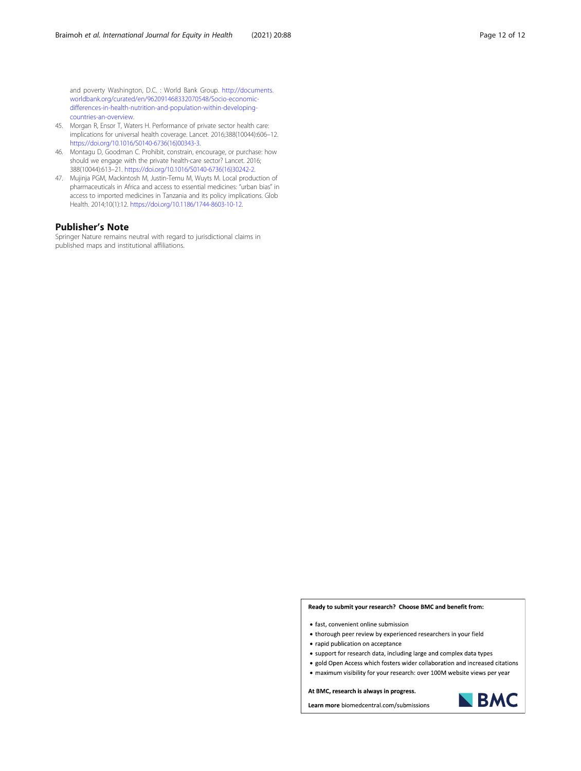and poverty Washington, D.C. : World Bank Group. http://documents.worldbank.org/curated/en/962091468332070548/Socio-economic-differences-in-health-nutrition-and-population-within-developing-countries-an-overview.

45. Morgan R, Ensor T, Waters H. Performance of private sector health care: implications for universal health coverage. Lancet. 2016;388(10044):606–12. https://doi.org/10.1016/S0140-6736(16)00343-3.
46. Montagu D, Goodman C. Prohibit, constrain, encourage, or purchase: how should we engage with the private health-care sector? Lancet. 2016; 388(10044):613–21. https://doi.org/10.1016/S0140-6736(16)30242-2.
47. Mujinja PGM, Mackintosh M, Justin-Temu M, Wuyts M. Local production of pharmaceuticals in Africa and access to essential medicines: "urban bias" in access to imported medicines in Tanzania and its policy implications. Glob Health. 2014;10(1):12. https://doi.org/10.1186/1744-8603-10-12.

## Publisher's Note

Springer Nature remains neutral with regard to jurisdictional claims in published maps and institutional affiliations.

**Ready to submit your research? Choose BMC and benefit from:**

- fast, convenient online submission
- thorough peer review by experienced researchers in your field
- rapid publication on acceptance
- support for research data, including large and complex data types
- gold Open Access which fosters wider collaboration and increased citations
- maximum visibility for your research: over 100M website views per year

**At BMC, research is always in progress.**

**Learn more** biomedcentral.com/submissions

BMC